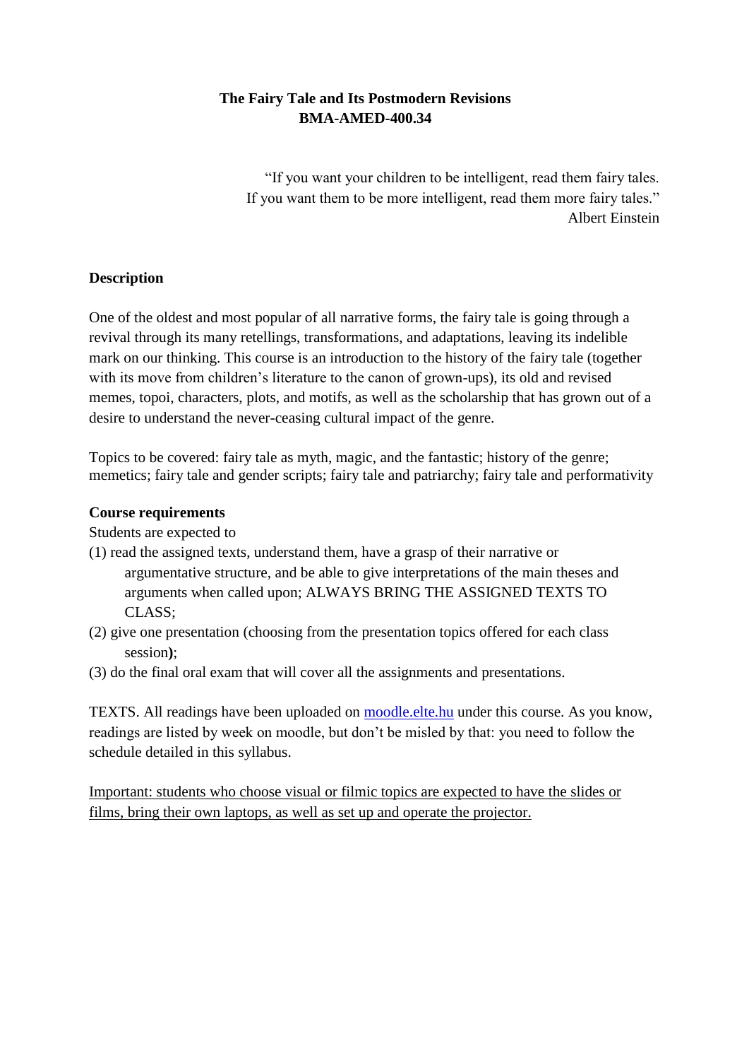**The Fairy Tale and Its Postmodern Revisions**
**BMA-AMED-400.34**

"If you want your children to be intelligent, read them fairy tales.
If you want them to be more intelligent, read them more fairy tales."
Albert Einstein

## Description

One of the oldest and most popular of all narrative forms, the fairy tale is going through a revival through its many retellings, transformations, and adaptations, leaving its indelible mark on our thinking. This course is an introduction to the history of the fairy tale (together with its move from children's literature to the canon of grown-ups), its old and revised memes, topoi, characters, plots, and motifs, as well as the scholarship that has grown out of a desire to understand the never-ceasing cultural impact of the genre.

Topics to be covered: fairy tale as myth, magic, and the fantastic; history of the genre; memetics; fairy tale and gender scripts; fairy tale and patriarchy; fairy tale and performativity

## Course requirements

Students are expected to

(1) read the assigned texts, understand them, have a grasp of their narrative or argumentative structure, and be able to give interpretations of the main theses and arguments when called upon; ALWAYS BRING THE ASSIGNED TEXTS TO CLASS;

(2) give one presentation (choosing from the presentation topics offered for each class session**)**;

(3) do the final oral exam that will cover all the assignments and presentations.

TEXTS. All readings have been uploaded on moodle.elte.hu under this course. As you know, readings are listed by week on moodle, but don't be misled by that: you need to follow the schedule detailed in this syllabus.

<u>Important: students who choose visual or filmic topics are expected to have the slides or films, bring their own laptops, as well as set up and operate the projector.</u>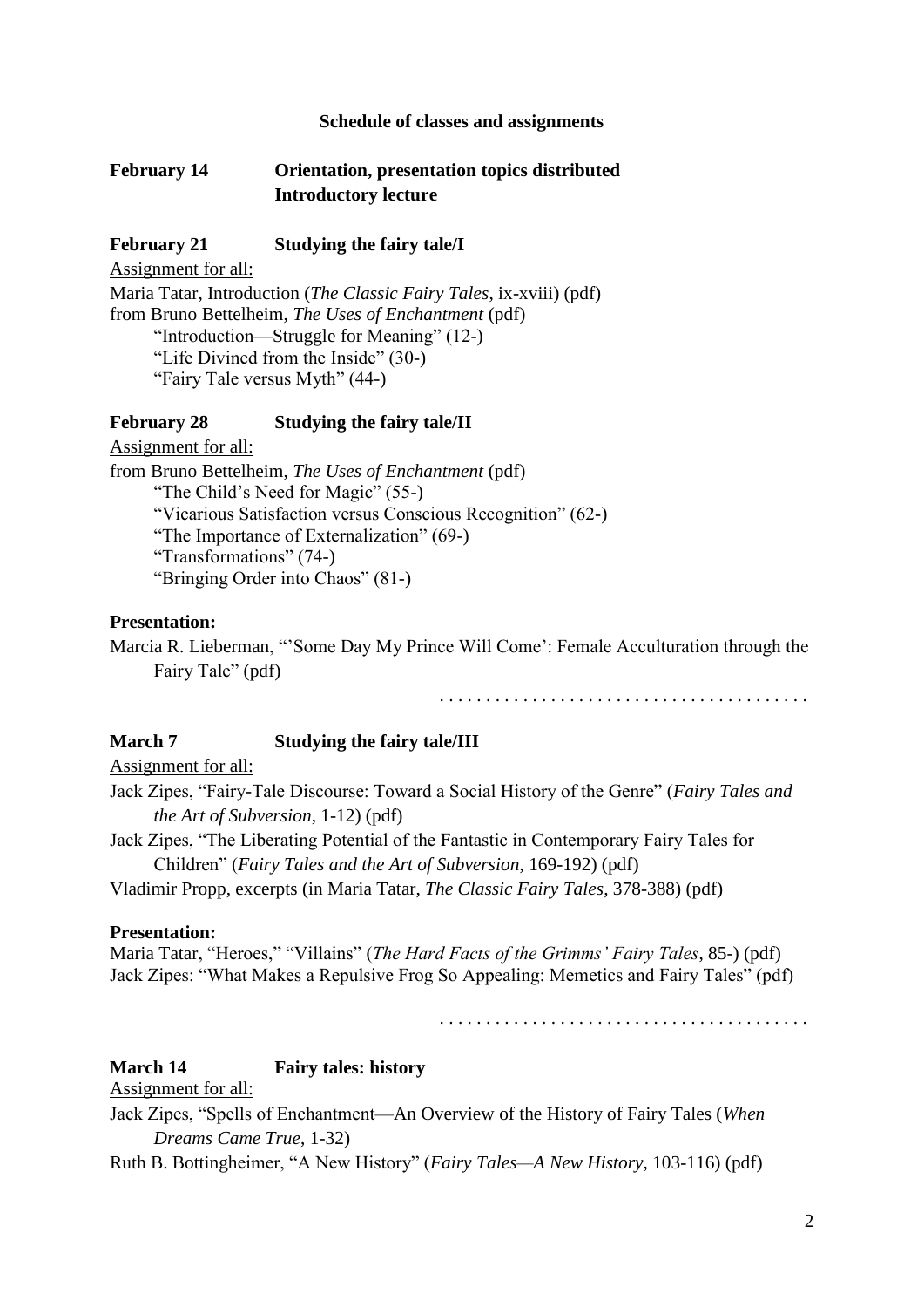## Schedule of classes and assignments

**February 14** **Orientation, presentation topics distributed**
**Introductory lecture**

**February 21** **Studying the fairy tale/I**

Assignment for all:

Maria Tatar, Introduction (*The Classic Fairy Tales*, ix-xviii) (pdf)
from Bruno Bettelheim, *The Uses of Enchantment* (pdf)
"Introduction—Struggle for Meaning" (12-)
"Life Divined from the Inside" (30-)
"Fairy Tale versus Myth" (44-)

**February 28** **Studying the fairy tale/II**

Assignment for all:

from Bruno Bettelheim, *The Uses of Enchantment* (pdf)
"The Child's Need for Magic" (55-)
"Vicarious Satisfaction versus Conscious Recognition" (62-)
"The Importance of Externalization" (69-)
"Transformations" (74-)
"Bringing Order into Chaos" (81-)

**Presentation:**

Marcia R. Lieberman, "'Some Day My Prince Will Come': Female Acculturation through the Fairy Tale" (pdf)

. . . . . . . . . . . . . . . . . . . . . . . . . . . . . . . . . . . . . . . .

**March 7** **Studying the fairy tale/III**

Assignment for all:

Jack Zipes, "Fairy-Tale Discourse: Toward a Social History of the Genre" (*Fairy Tales and the Art of Subversion*, 1-12) (pdf)
Jack Zipes, "The Liberating Potential of the Fantastic in Contemporary Fairy Tales for Children" (*Fairy Tales and the Art of Subversion*, 169-192) (pdf)
Vladimir Propp, excerpts (in Maria Tatar, *The Classic Fairy Tales*, 378-388) (pdf)

**Presentation:**

Maria Tatar, "Heroes," "Villains" (*The Hard Facts of the Grimms' Fairy Tales*, 85-) (pdf)
Jack Zipes: "What Makes a Repulsive Frog So Appealing: Memetics and Fairy Tales" (pdf)

. . . . . . . . . . . . . . . . . . . . . . . . . . . . . . . . . . . . . . . .

**March 14** **Fairy tales: history**

Assignment for all:

Jack Zipes, "Spells of Enchantment—An Overview of the History of Fairy Tales (*When Dreams Came True*, 1-32)
Ruth B. Bottingheimer, "A New History" (*Fairy Tales—A New History*, 103-116) (pdf)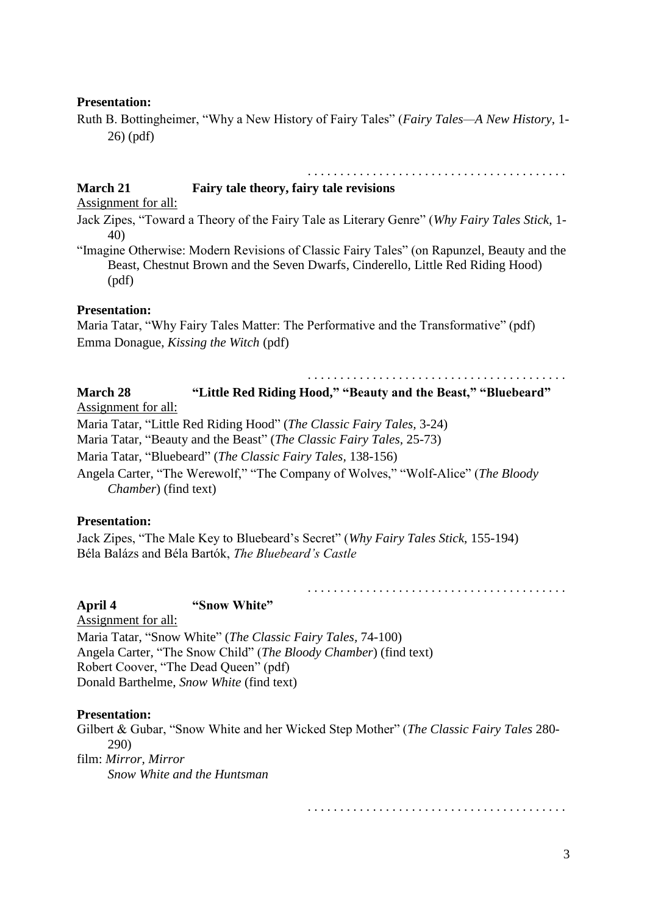**Presentation:**

Ruth B. Bottingheimer, "Why a New History of Fairy Tales" (*Fairy Tales—A New History*, 1-26) (pdf)

. . . . . . . . . . . . . . . . . . . . . . . . . . . . . . . . . . . . . . .

**March 21 Fairy tale theory, fairy tale revisions**

Assignment for all:

Jack Zipes, "Toward a Theory of the Fairy Tale as Literary Genre" (*Why Fairy Tales Stick*, 1-40)

"Imagine Otherwise: Modern Revisions of Classic Fairy Tales" (on Rapunzel, Beauty and the Beast, Chestnut Brown and the Seven Dwarfs, Cinderello, Little Red Riding Hood) (pdf)

**Presentation:**

Maria Tatar, "Why Fairy Tales Matter: The Performative and the Transformative" (pdf)

Emma Donague, *Kissing the Witch* (pdf)

. . . . . . . . . . . . . . . . . . . . . . . . . . . . . . . . . . . . . . .

**March 28 "Little Red Riding Hood," "Beauty and the Beast," "Bluebeard"**

Assignment for all:

Maria Tatar, "Little Red Riding Hood" (*The Classic Fairy Tales*, 3-24)

Maria Tatar, "Beauty and the Beast" (*The Classic Fairy Tales*, 25-73)

Maria Tatar, "Bluebeard" (*The Classic Fairy Tales*, 138-156)

Angela Carter, "The Werewolf," "The Company of Wolves," "Wolf-Alice" (*The Bloody Chamber*) (find text)

**Presentation:**

Jack Zipes, "The Male Key to Bluebeard's Secret" (*Why Fairy Tales Stick*, 155-194)

Béla Balázs and Béla Bartók, *The Bluebeard's Castle*

. . . . . . . . . . . . . . . . . . . . . . . . . . . . . . . . . . . . . . .

**April 4 "Snow White"**

Assignment for all:

Maria Tatar, "Snow White" (*The Classic Fairy Tales*, 74-100)

Angela Carter, "The Snow Child" (*The Bloody Chamber*) (find text)

Robert Coover, "The Dead Queen" (pdf)

Donald Barthelme, *Snow White* (find text)

**Presentation:**

Gilbert & Gubar, "Snow White and her Wicked Step Mother" (*The Classic Fairy Tales* 280-290)

film: *Mirror, Mirror*

*Snow White and the Huntsman*

. . . . . . . . . . . . . . . . . . . . . . . . . . . . . . . . . . . . . . .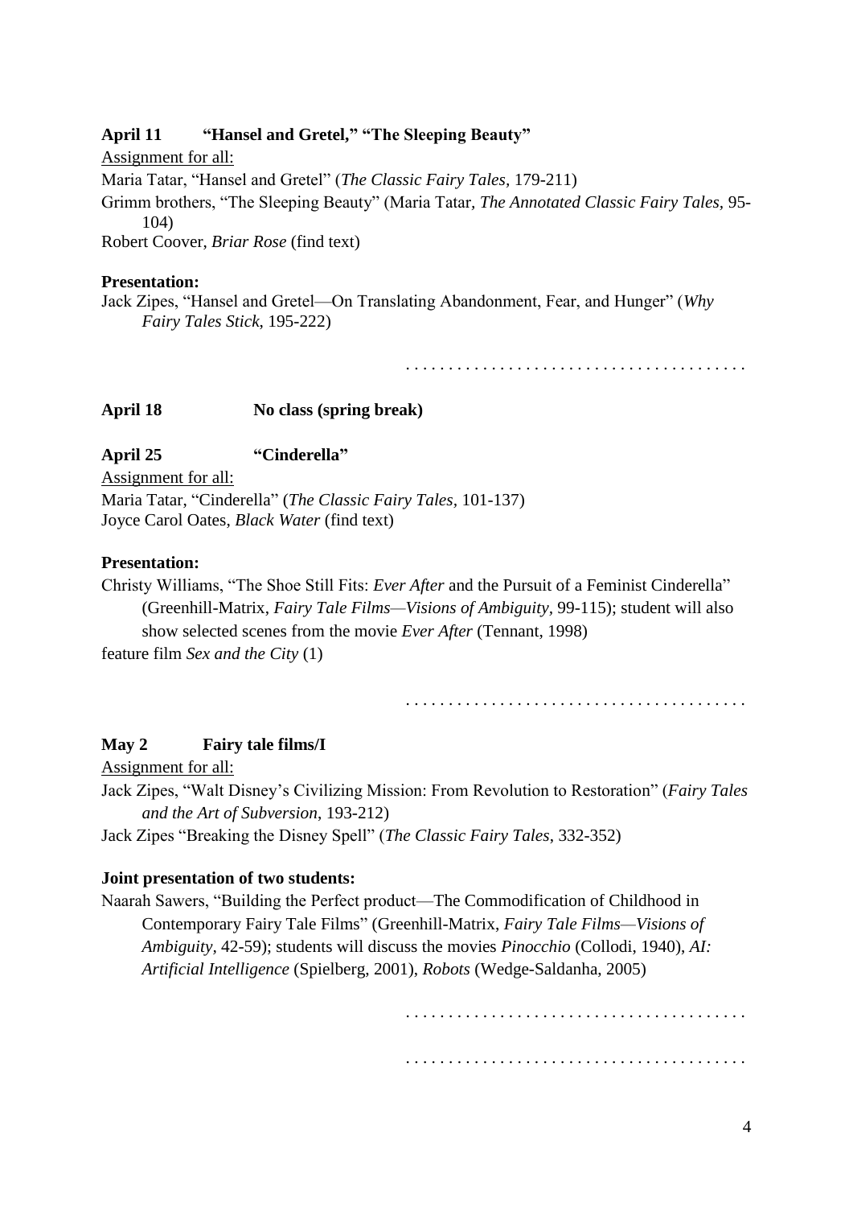**April 11 "Hansel and Gretel," "The Sleeping Beauty"**

Assignment for all:

Maria Tatar, "Hansel and Gretel" (*The Classic Fairy Tales*, 179-211)

Grimm brothers, "The Sleeping Beauty" (Maria Tatar, *The Annotated Classic Fairy Tales*, 95-104)

Robert Coover, *Briar Rose* (find text)

**Presentation:**

Jack Zipes, "Hansel and Gretel—On Translating Abandonment, Fear, and Hunger" (*Why Fairy Tales Stick*, 195-222)

. . . . . . . . . . . . . . . . . . . . . . . . . . . . . . . . . . . . . . .

**April 18 No class (spring break)**

**April 25 "Cinderella"**

Assignment for all:

Maria Tatar, "Cinderella" (*The Classic Fairy Tales*, 101-137)

Joyce Carol Oates, *Black Water* (find text)

**Presentation:**

Christy Williams, "The Shoe Still Fits: *Ever After* and the Pursuit of a Feminist Cinderella" (Greenhill-Matrix, *Fairy Tale Films—Visions of Ambiguity*, 99-115); student will also show selected scenes from the movie *Ever After* (Tennant, 1998)

feature film *Sex and the City* (1)

. . . . . . . . . . . . . . . . . . . . . . . . . . . . . . . . . . . . . . .

**May 2 Fairy tale films/I**

Assignment for all:

Jack Zipes, "Walt Disney's Civilizing Mission: From Revolution to Restoration" (*Fairy Tales and the Art of Subversion*, 193-212)

Jack Zipes "Breaking the Disney Spell" (*The Classic Fairy Tales*, 332-352)

**Joint presentation of two students:**

Naarah Sawers, "Building the Perfect product—The Commodification of Childhood in Contemporary Fairy Tale Films" (Greenhill-Matrix, *Fairy Tale Films—Visions of Ambiguity*, 42-59); students will discuss the movies *Pinocchio* (Collodi, 1940), *AI: Artificial Intelligence* (Spielberg, 2001), *Robots* (Wedge-Saldanha, 2005)

. . . . . . . . . . . . . . . . . . . . . . . . . . . . . . . . . . . . . . .

. . . . . . . . . . . . . . . . . . . . . . . . . . . . . . . . . . . . . . .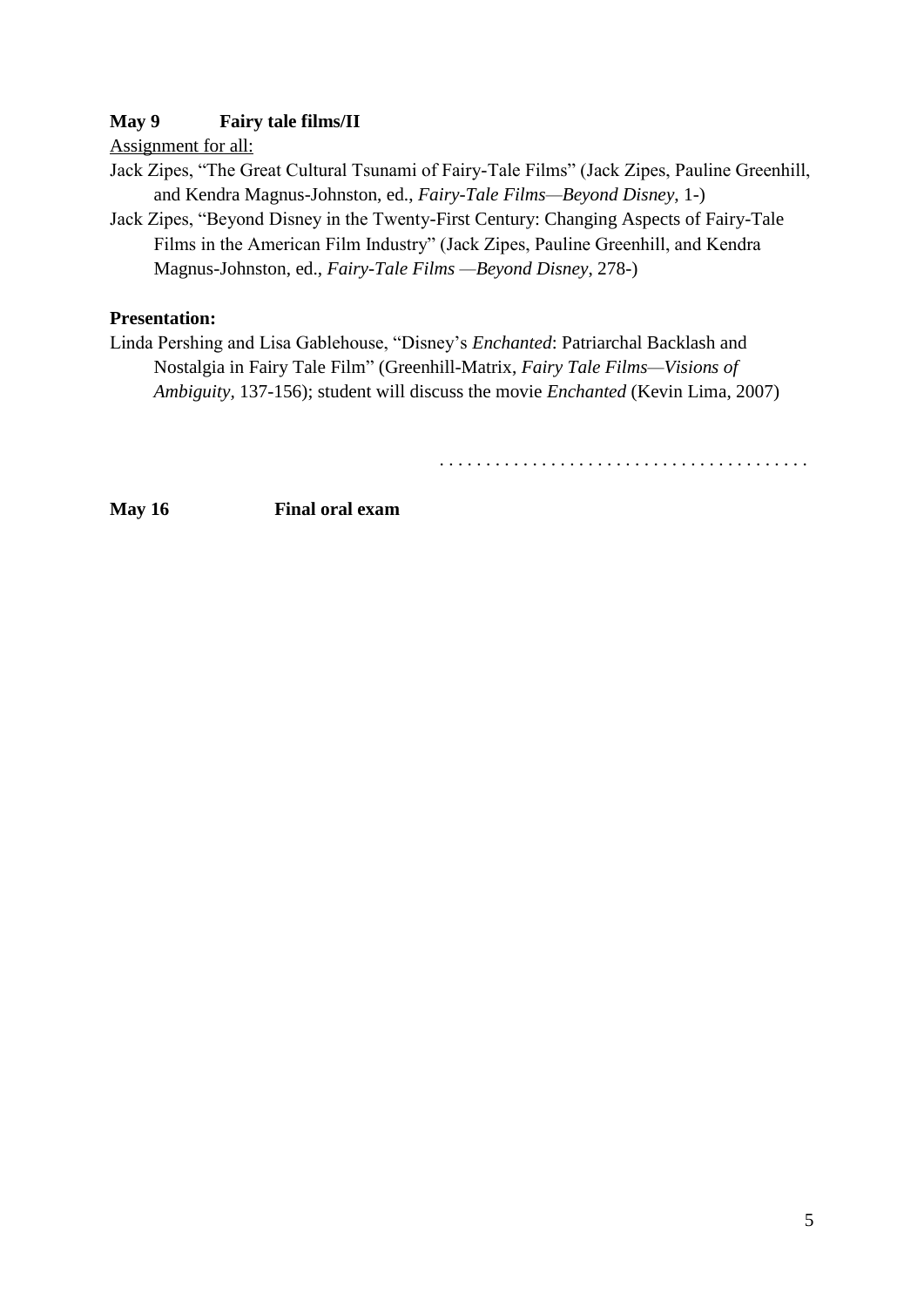**May 9 Fairy tale films/II**

Assignment for all:

Jack Zipes, "The Great Cultural Tsunami of Fairy-Tale Films" (Jack Zipes, Pauline Greenhill, and Kendra Magnus-Johnston, ed., *Fairy-Tale Films—Beyond Disney*, 1-)

Jack Zipes, "Beyond Disney in the Twenty-First Century: Changing Aspects of Fairy-Tale Films in the American Film Industry" (Jack Zipes, Pauline Greenhill, and Kendra Magnus-Johnston, ed., *Fairy-Tale Films —Beyond Disney*, 278-)

**Presentation:**

Linda Pershing and Lisa Gablehouse, "Disney's *Enchanted*: Patriarchal Backlash and Nostalgia in Fairy Tale Film" (Greenhill-Matrix, *Fairy Tale Films—Visions of Ambiguity*, 137-156); student will discuss the movie *Enchanted* (Kevin Lima, 2007)

. . . . . . . . . . . . . . . . . . . . . . . . . . . . . . . . . . . . . . . .

**May 16 Final oral exam**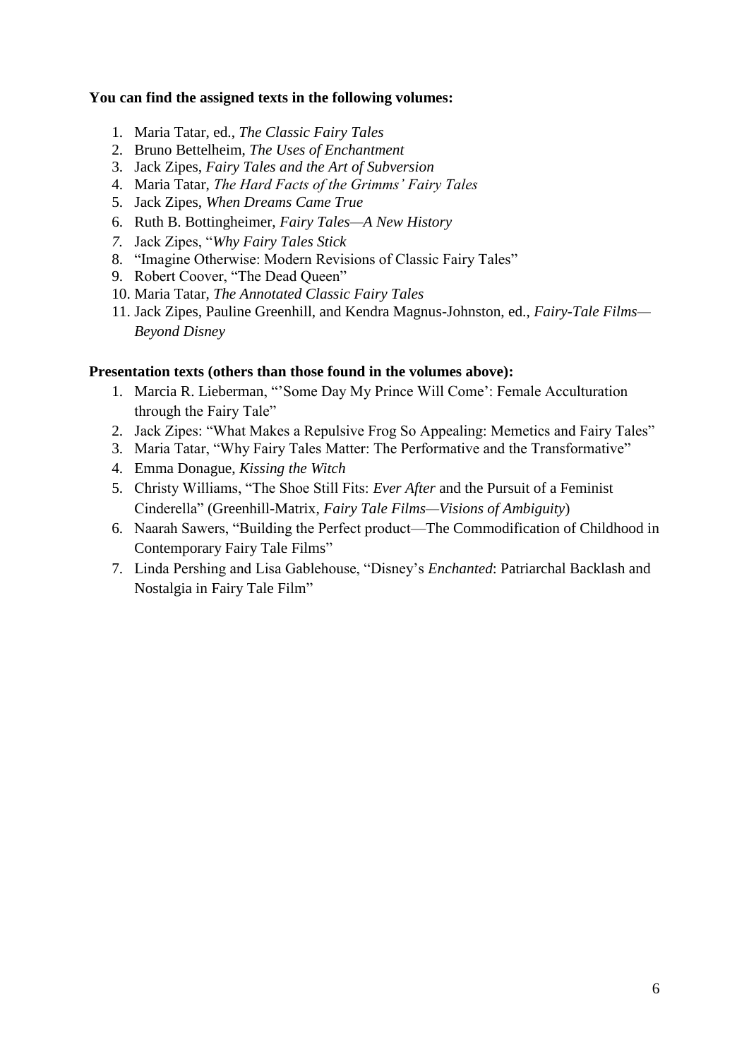**You can find the assigned texts in the following volumes:**

1. Maria Tatar, ed., *The Classic Fairy Tales*
2. Bruno Bettelheim, *The Uses of Enchantment*
3. Jack Zipes, *Fairy Tales and the Art of Subversion*
4. Maria Tatar, *The Hard Facts of the Grimms' Fairy Tales*
5. Jack Zipes, *When Dreams Came True*
6. Ruth B. Bottingheimer, *Fairy Tales—A New History*
7. Jack Zipes, "*Why Fairy Tales Stick*
8. "Imagine Otherwise: Modern Revisions of Classic Fairy Tales"
9. Robert Coover, "The Dead Queen"
10. Maria Tatar, *The Annotated Classic Fairy Tales*
11. Jack Zipes, Pauline Greenhill, and Kendra Magnus-Johnston, ed., *Fairy-Tale Films—Beyond Disney*

**Presentation texts (others than those found in the volumes above):**

1. Marcia R. Lieberman, "'Some Day My Prince Will Come': Female Acculturation through the Fairy Tale"
2. Jack Zipes: "What Makes a Repulsive Frog So Appealing: Memetics and Fairy Tales"
3. Maria Tatar, "Why Fairy Tales Matter: The Performative and the Transformative"
4. Emma Donague, *Kissing the Witch*
5. Christy Williams, "The Shoe Still Fits: *Ever After* and the Pursuit of a Feminist Cinderella" (Greenhill-Matrix, *Fairy Tale Films—Visions of Ambiguity*)
6. Naarah Sawers, "Building the Perfect product—The Commodification of Childhood in Contemporary Fairy Tale Films"
7. Linda Pershing and Lisa Gablehouse, "Disney's *Enchanted*: Patriarchal Backlash and Nostalgia in Fairy Tale Film"